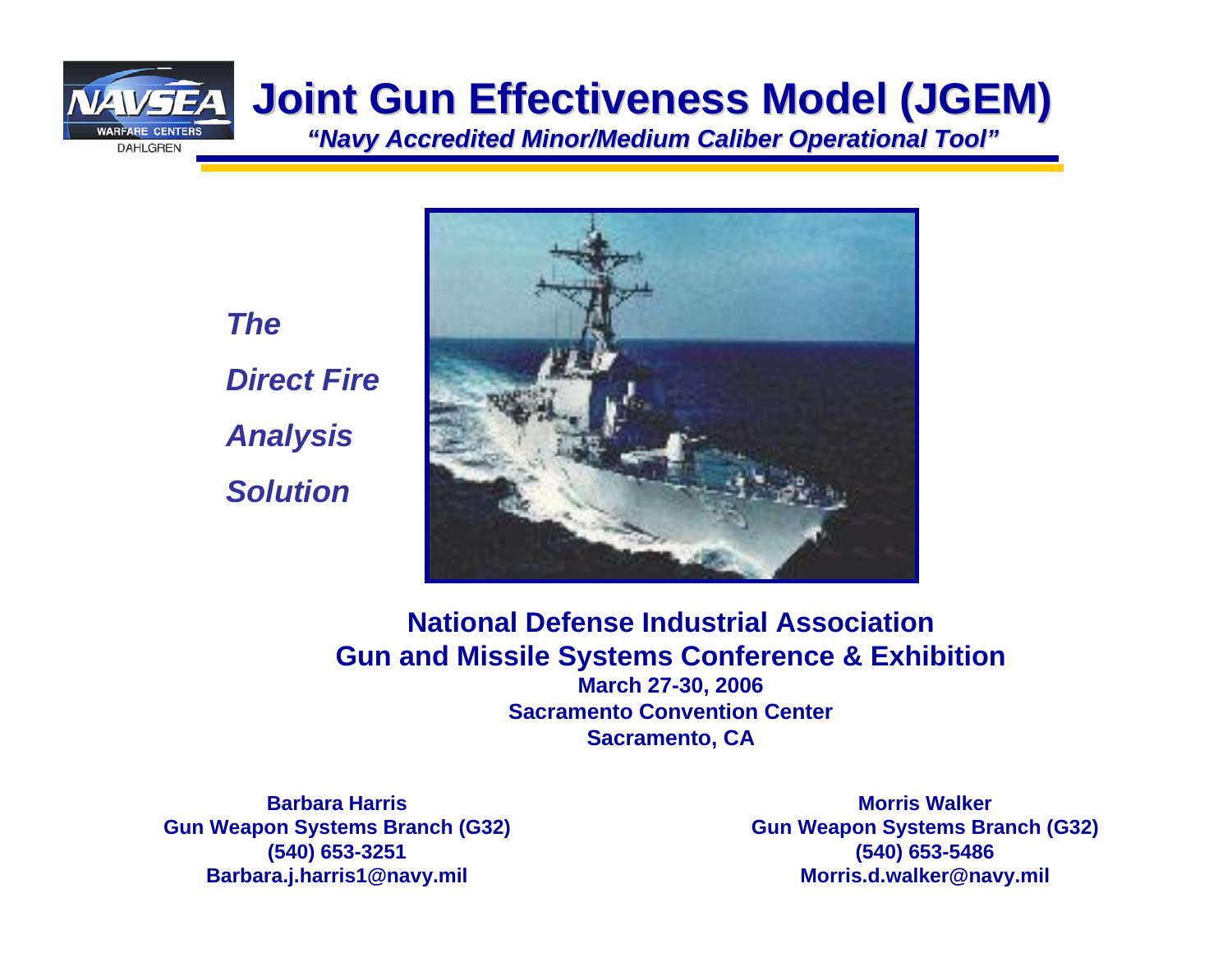# Joint Gun Effectiveness Model (JGEM)

*"Navy Accredited Minor/Medium Caliber Operational Tool"*

NAVSEA WARFARE CENTERS DAHLGREN

*The*

*Direct Fire*

*Analysis*

*Solution*

**National Defense Industrial Association**
**Gun and Missile Systems Conference & Exhibition**
**March 27-30, 2006**
**Sacramento Convention Center**
**Sacramento, CA**

**Barbara Harris**
**Gun Weapon Systems Branch (G32)**
**(540) 653-3251**
**Barbara.j.harris1@navy.mil**

**Morris Walker**
**Gun Weapon Systems Branch (G32)**
**(540) 653-5486**
**Morris.d.walker@navy.mil**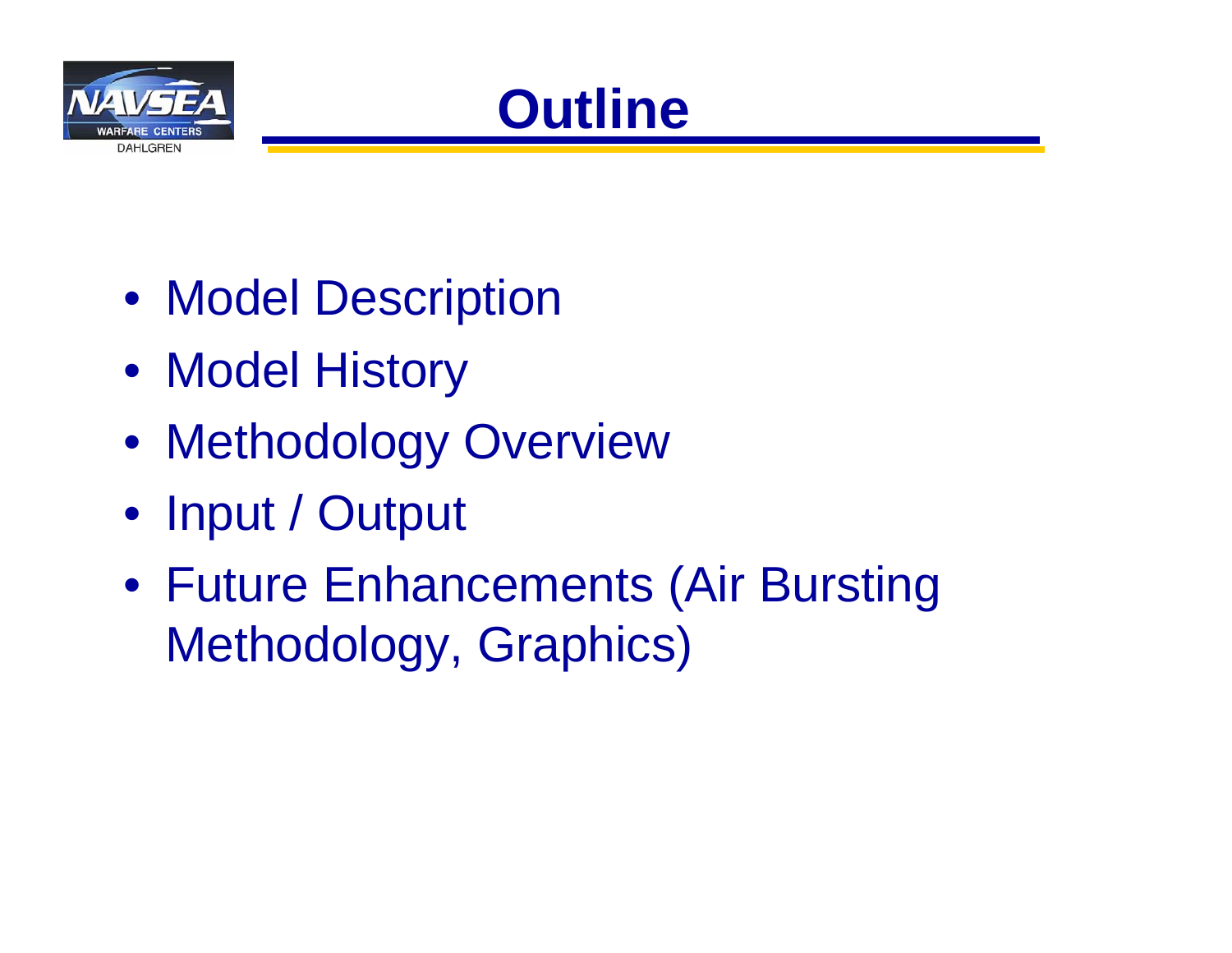# Outline

- Model Description
- Model History
- Methodology Overview
- Input / Output
- Future Enhancements (Air Bursting Methodology, Graphics)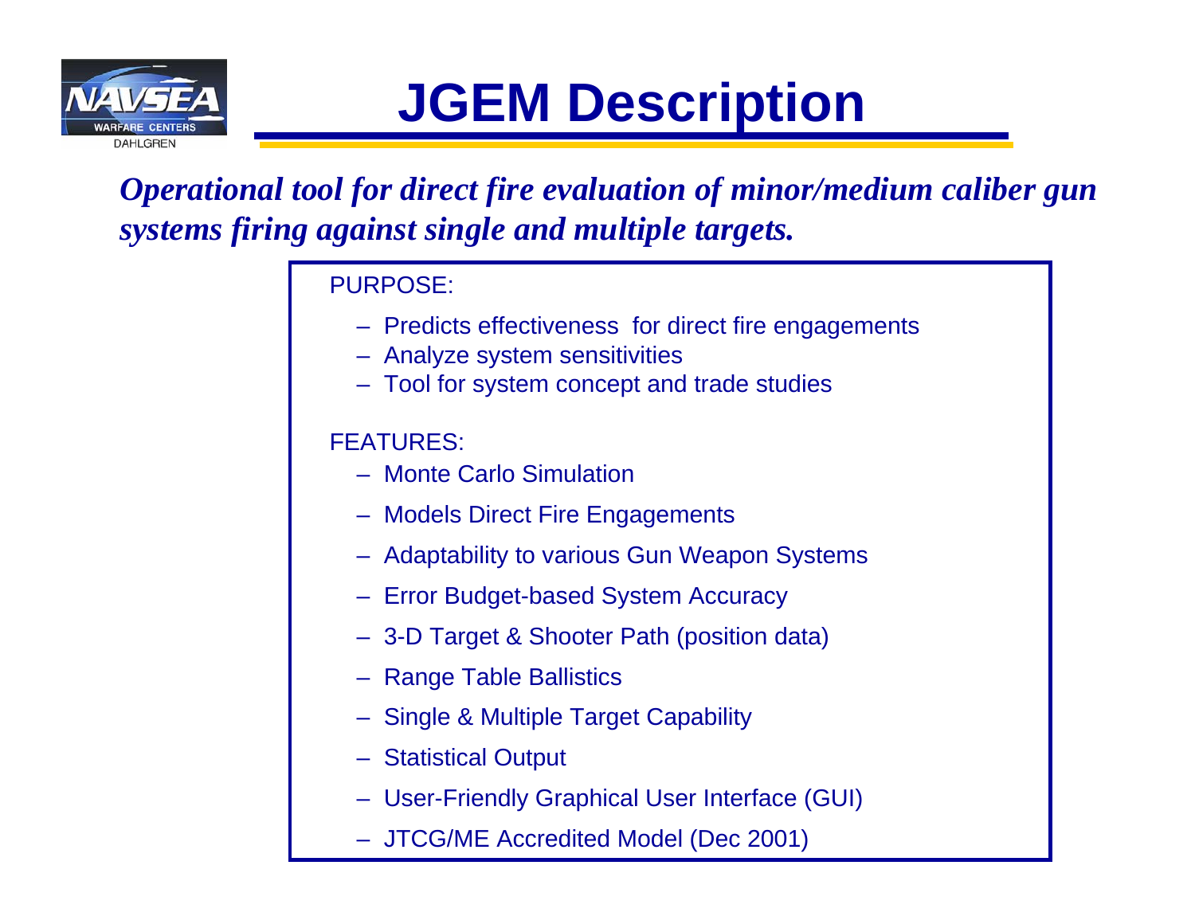# JGEM Description

***Operational tool for direct fire evaluation of minor/medium caliber gun systems firing against single and multiple targets.***

PURPOSE:

- Predicts effectiveness for direct fire engagements
- Analyze system sensitivities
- Tool for system concept and trade studies

FEATURES:

- Monte Carlo Simulation
- Models Direct Fire Engagements
- Adaptability to various Gun Weapon Systems
- Error Budget-based System Accuracy
- 3-D Target & Shooter Path (position data)
- Range Table Ballistics
- Single & Multiple Target Capability
- Statistical Output
- User-Friendly Graphical User Interface (GUI)
- JTCG/ME Accredited Model (Dec 2001)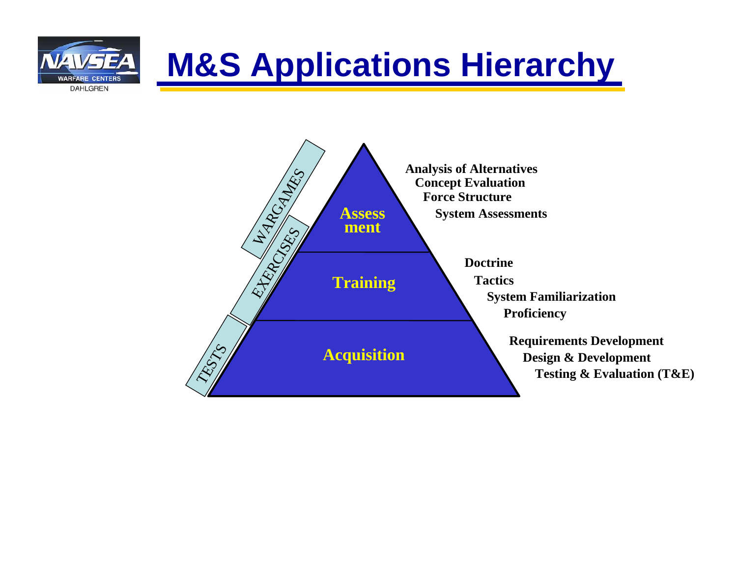# M&S Applications Hierarchy

WARGAMES

EXERCISES

TESTS

**Assessment**

- Analysis of Alternatives
- Concept Evaluation
- Force Structure
- System Assessments

**Training**

- Doctrine
- Tactics
- System Familiarization
- Proficiency

**Acquisition**

- Requirements Development
- Design & Development
- Testing & Evaluation (T&E)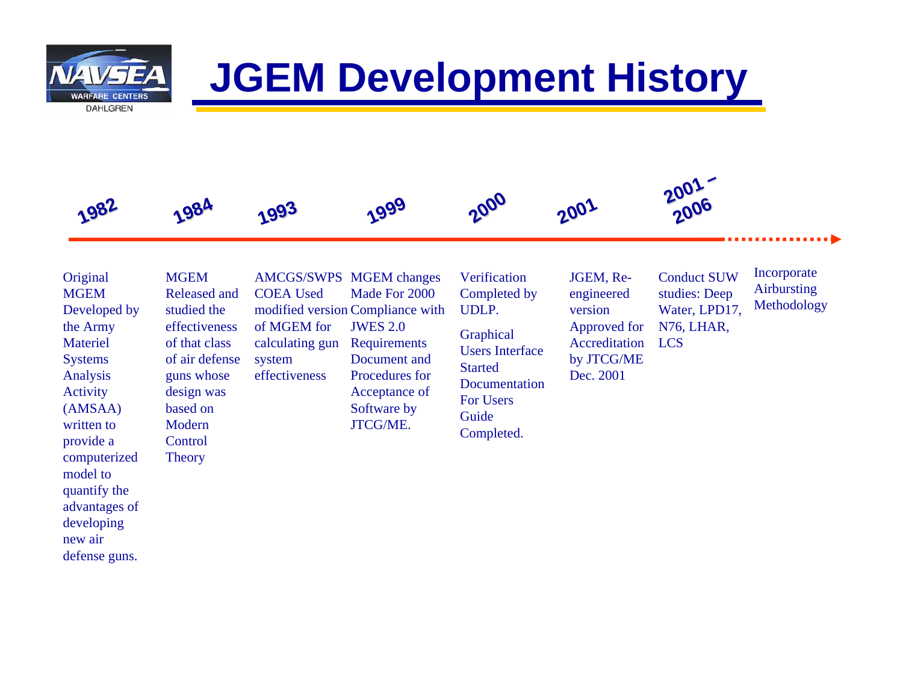# JGEM Development History

- **1982** — Original MGEM Developed by the Army Materiel Systems Analysis Activity (AMSAA) written to provide a computerized model to quantify the advantages of developing new air defense guns.
- **1984** — MGEM Released and studied the effectiveness of that class of air defense guns whose design was based on Modern Control Theory
- **1993** — AMCGS/SWPS COEA Used modified version of MGEM for calculating gun system effectiveness
- **1999** — MGEM changes Made For 2000 Compliance with JWES 2.0 Requirements Document and Procedures for Acceptance of Software by JTCG/ME.
- **2000** — Verification Completed by UDLP.

  Graphical Users Interface Started Documentation For Users Guide Completed.
- **2001** — JGEM, Re-engineered version Approved for Accreditation by JTCG/ME Dec. 2001
- **2001 – 2006** — Conduct SUW studies: Deep Water, LPD17, N76, LHAR, LCS
- Incorporate Airbursting Methodology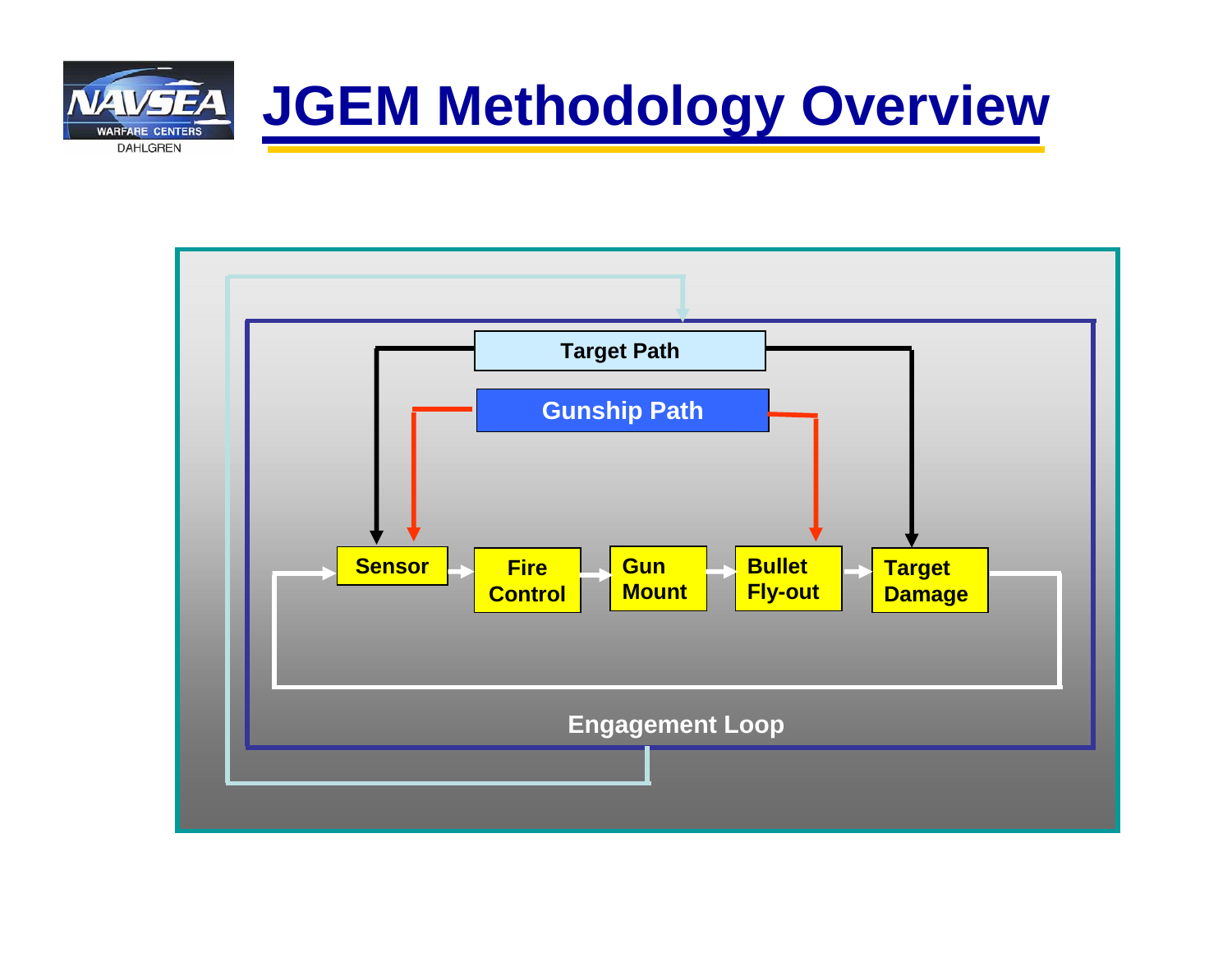# JGEM Methodology Overview

Target Path

Gunship Path

Sensor → Fire Control → Gun Mount → Bullet Fly-out → Target Damage

Engagement Loop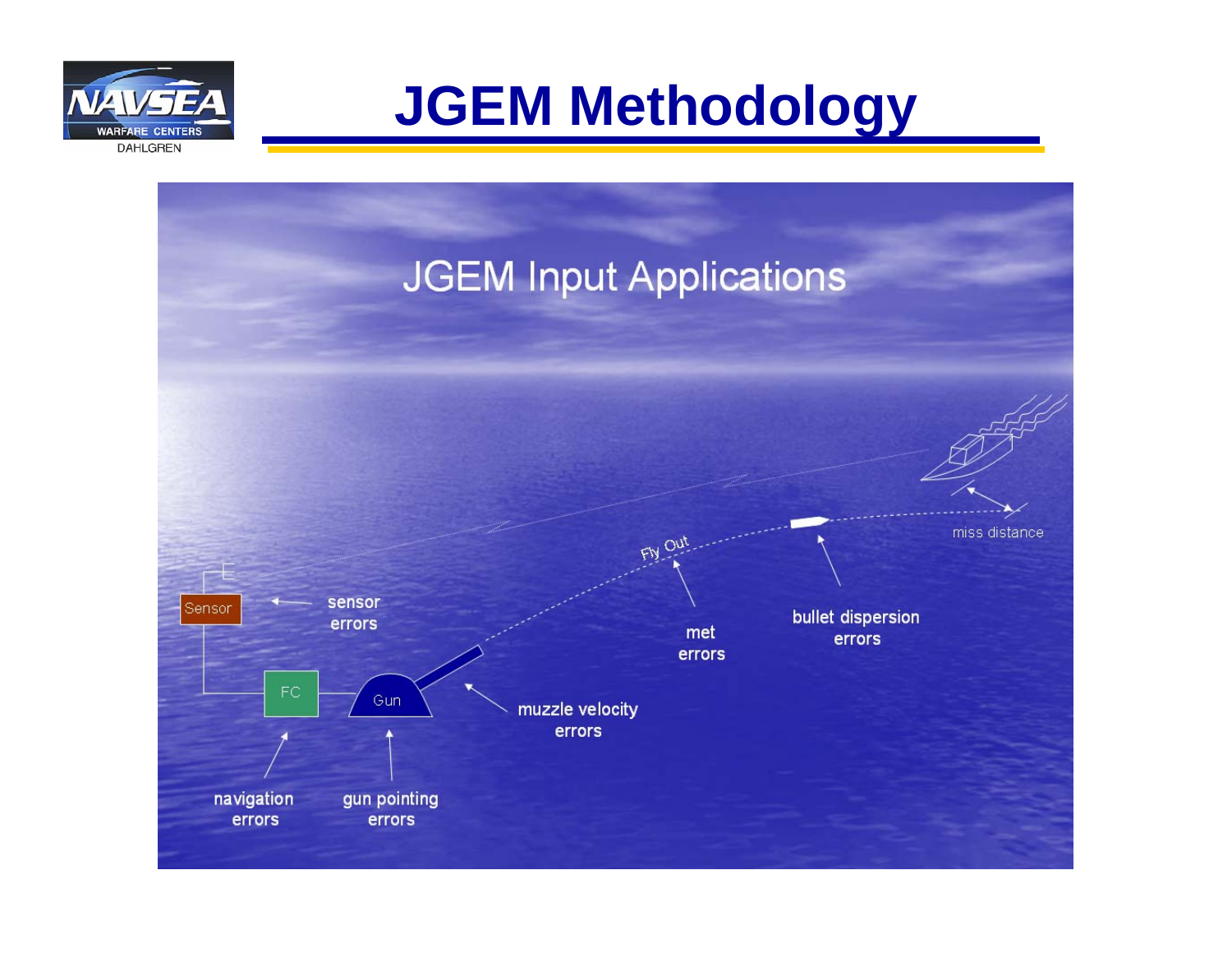# JGEM Methodology

## JGEM Input Applications

- Sensor
- sensor errors
- FC
- Gun
- navigation errors
- gun pointing errors
- muzzle velocity errors
- Fly Out
- met errors
- bullet dispersion errors
- miss distance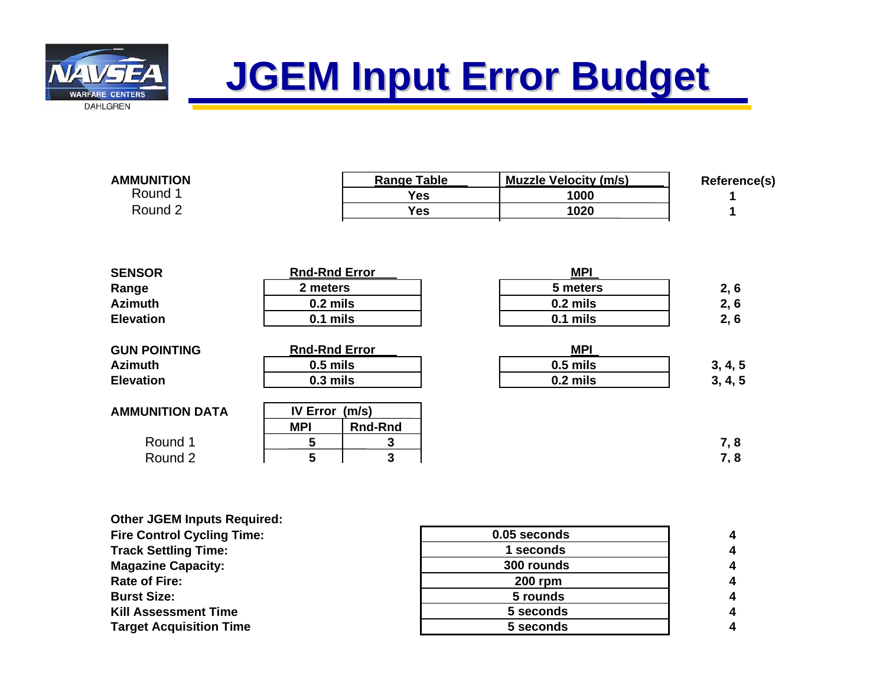# JGEM Input Error Budget

| AMMUNITION | Range Table | Muzzle Velocity (m/s) | Reference(s) |
|---|---|---|---|
| Round 1 | Yes | 1000 | 1 |
| Round 2 | Yes | 1020 | 1 |

| SENSOR | Rnd-Rnd Error | MPI | Reference(s) |
|---|---|---|---|
| Range | 2 meters | 5 meters | 2, 6 |
| Azimuth | 0.2 mils | 0.2 mils | 2, 6 |
| Elevation | 0.1 mils | 0.1 mils | 2, 6 |

| GUN POINTING | Rnd-Rnd Error | MPI | Reference(s) |
|---|---|---|---|
| Azimuth | 0.5 mils | 0.5 mils | 3, 4, 5 |
| Elevation | 0.3 mils | 0.2 mils | 3, 4, 5 |

| AMMUNITION DATA | IV Error (m/s) | | Reference(s) |
|---|---|---|---|
| | MPI | Rnd-Rnd | |
| Round 1 | 5 | 3 | 7, 8 |
| Round 2 | 5 | 3 | 7, 8 |

| Other JGEM Inputs Required: | | Reference(s) |
|---|---|---|
| Fire Control Cycling Time: | 0.05 seconds | 4 |
| Track Settling Time: | 1 seconds | 4 |
| Magazine Capacity: | 300 rounds | 4 |
| Rate of Fire: | 200 rpm | 4 |
| Burst Size: | 5 rounds | 4 |
| Kill Assessment Time | 5 seconds | 4 |
| Target Acquisition Time | 5 seconds | 4 |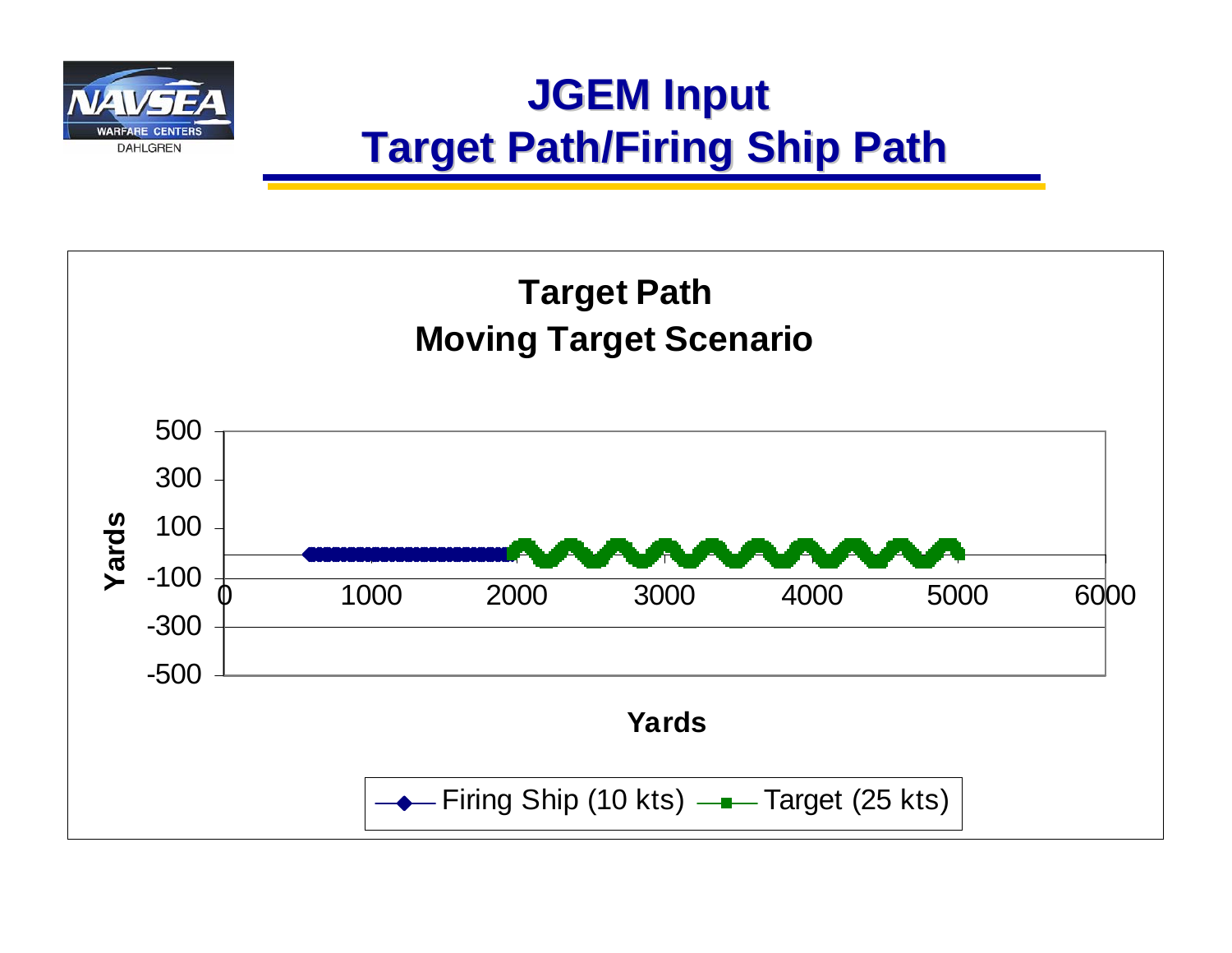# JGEM Input
# Target Path/Firing Ship Path

**Target Path**
**Moving Target Scenario**

Yards (y-axis): 500, 300, 100, -100, -300, -500

Yards (x-axis): 0, 1000, 2000, 3000, 4000, 5000, 6000

Firing Ship (10 kts) — Target (25 kts)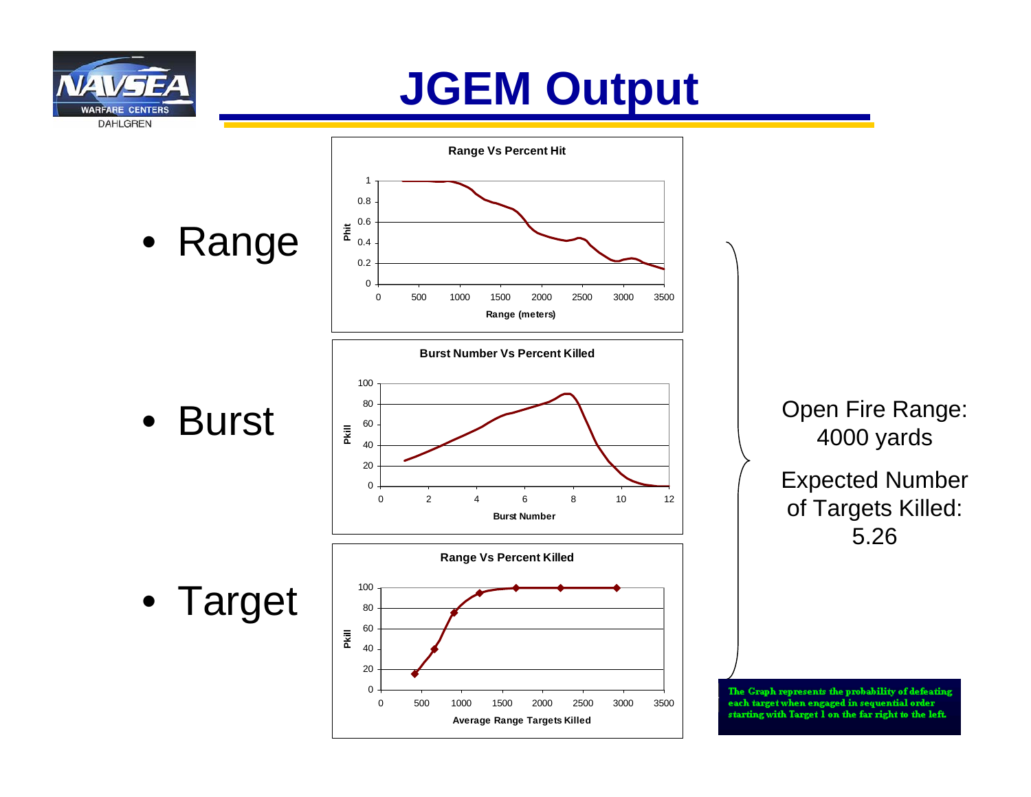# JGEM Output

- Range
- Burst
- Target

**Range Vs Percent Hit**

Phit vs. Range (meters)

**Burst Number Vs Percent Killed**

Pkill vs. Burst Number

**Range Vs Percent Killed**

Pkill vs. Average Range Targets Killed

Open Fire Range: 4000 yards

Expected Number of Targets Killed: 5.26

The Graph represents the probability of defeating each target when engaged in sequential order starting with Target 1 on the far right to the left.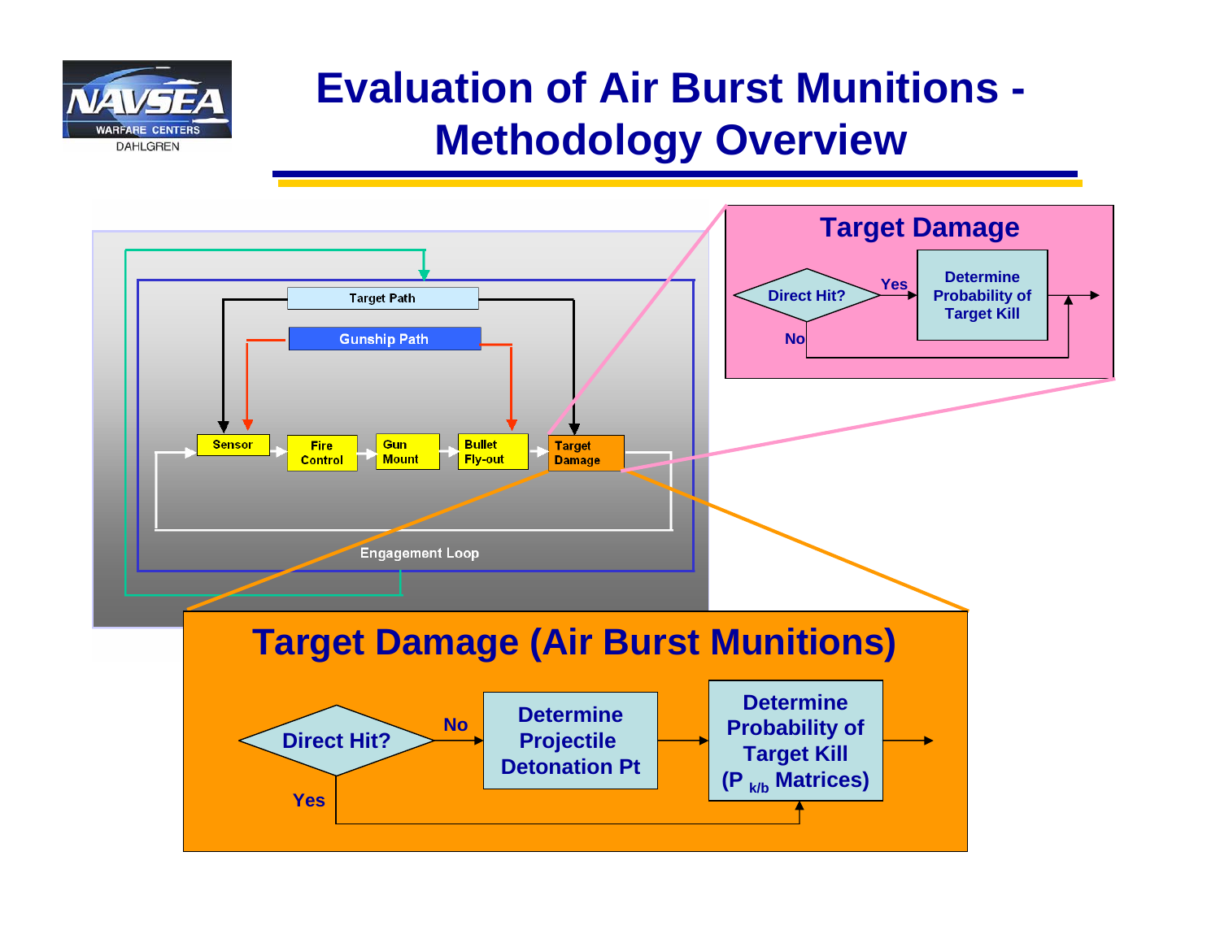# Evaluation of Air Burst Munitions - Methodology Overview

Target Path

Gunship Path

Sensor → Fire Control → Gun Mount → Bullet Fly-out → Target Damage

Engagement Loop

## Target Damage

Direct Hit? — Yes → Determine Probability of Target Kill →

No → (bypass)

## Target Damage (Air Burst Munitions)

Direct Hit? — No → Determine Projectile Detonation Pt → Determine Probability of Target Kill ($P_{k/b}$ Matrices) →

Yes → Determine Probability of Target Kill ($P_{k/b}$ Matrices)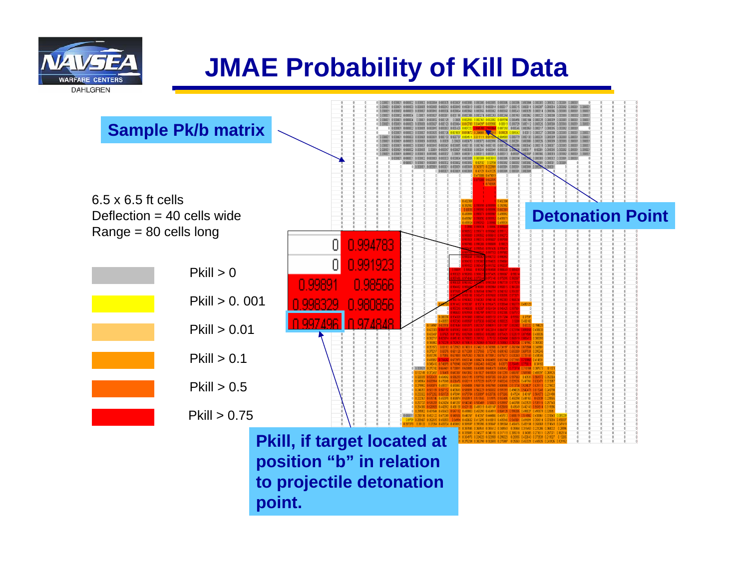# JMAE Probability of Kill Data

**Sample Pk/b matrix**

6.5 x 6.5 ft cells
Deflection = 40 cells wide
Range = 80 cells long

- Pkill > 0
- Pkill > 0. 001
- Pkill > 0.01
- Pkill > 0.1
- Pkill > 0.5
- Pkill > 0.75

**Detonation Point**

| | |
|---|---|
| 0 | 0.994783 |
| 0 | 0.991923 |
| 0.99891 | 0.98566 |
| 0.998329 | 0.980856 |
| 0.997496 | 0.974848 |

**Pkill, if target located at position "b" in relation to projectile detonation point.**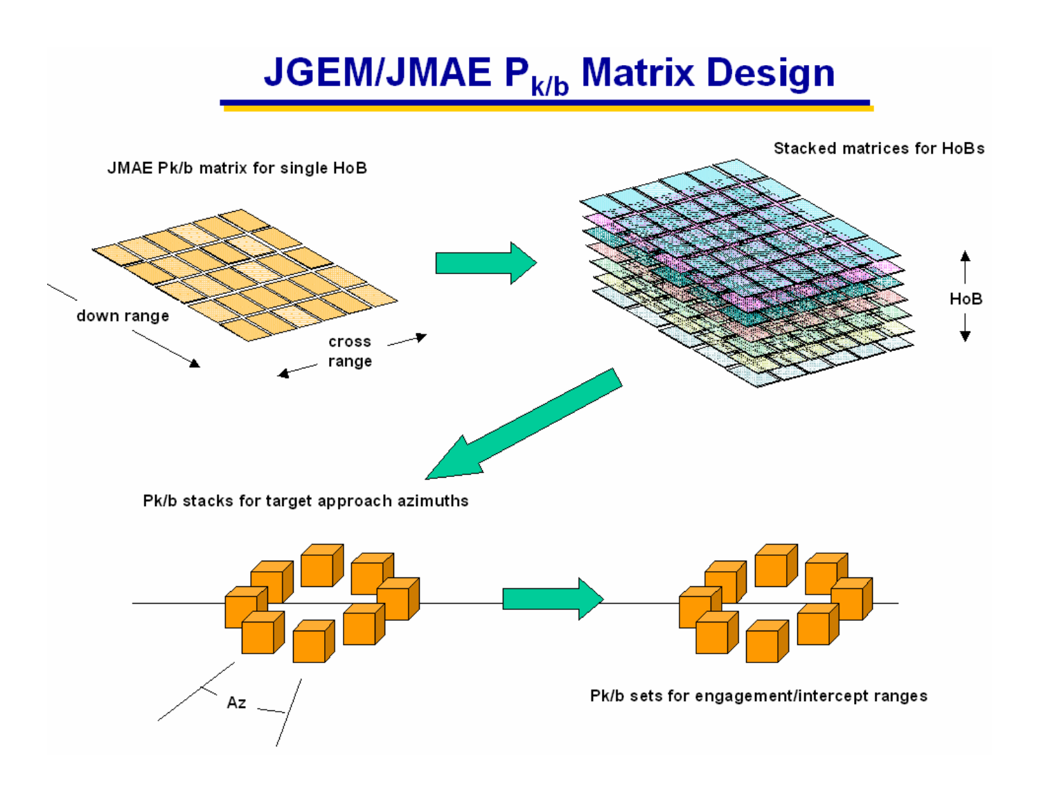# JGEM/JMAE $P_{k/b}$ Matrix Design

JMAE Pk/b matrix for single HoB

down range

cross range

Stacked matrices for HoBs

HoB

Pk/b stacks for target approach azimuths

Az

Pk/b sets for engagement/intercept ranges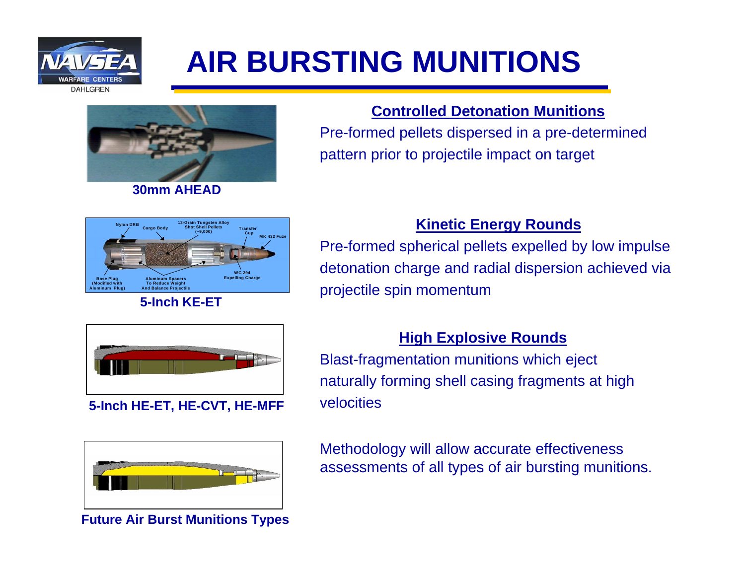# AIR BURSTING MUNITIONS

30mm AHEAD

### Controlled Detonation Munitions

Pre-formed pellets dispersed in a pre-determined pattern prior to projectile impact on target

Nylon DRB | Cargo Body | 13-Grain Tungsten Alloy Shot Shell Pellets (~9,000) | Transfer Cup | MK 432 Fuze | Base Plug (Modified with Aluminum Plug) | Aluminum Spacers To Reduce Weight And Balance Projectile | WC 294 Expelling Charge

5-Inch KE-ET

### Kinetic Energy Rounds

Pre-formed spherical pellets expelled by low impulse detonation charge and radial dispersion achieved via projectile spin momentum

5-Inch HE-ET, HE-CVT, HE-MFF

### High Explosive Rounds

Blast-fragmentation munitions which eject naturally forming shell casing fragments at high velocities

Future Air Burst Munitions Types

Methodology will allow accurate effectiveness assessments of all types of air bursting munitions.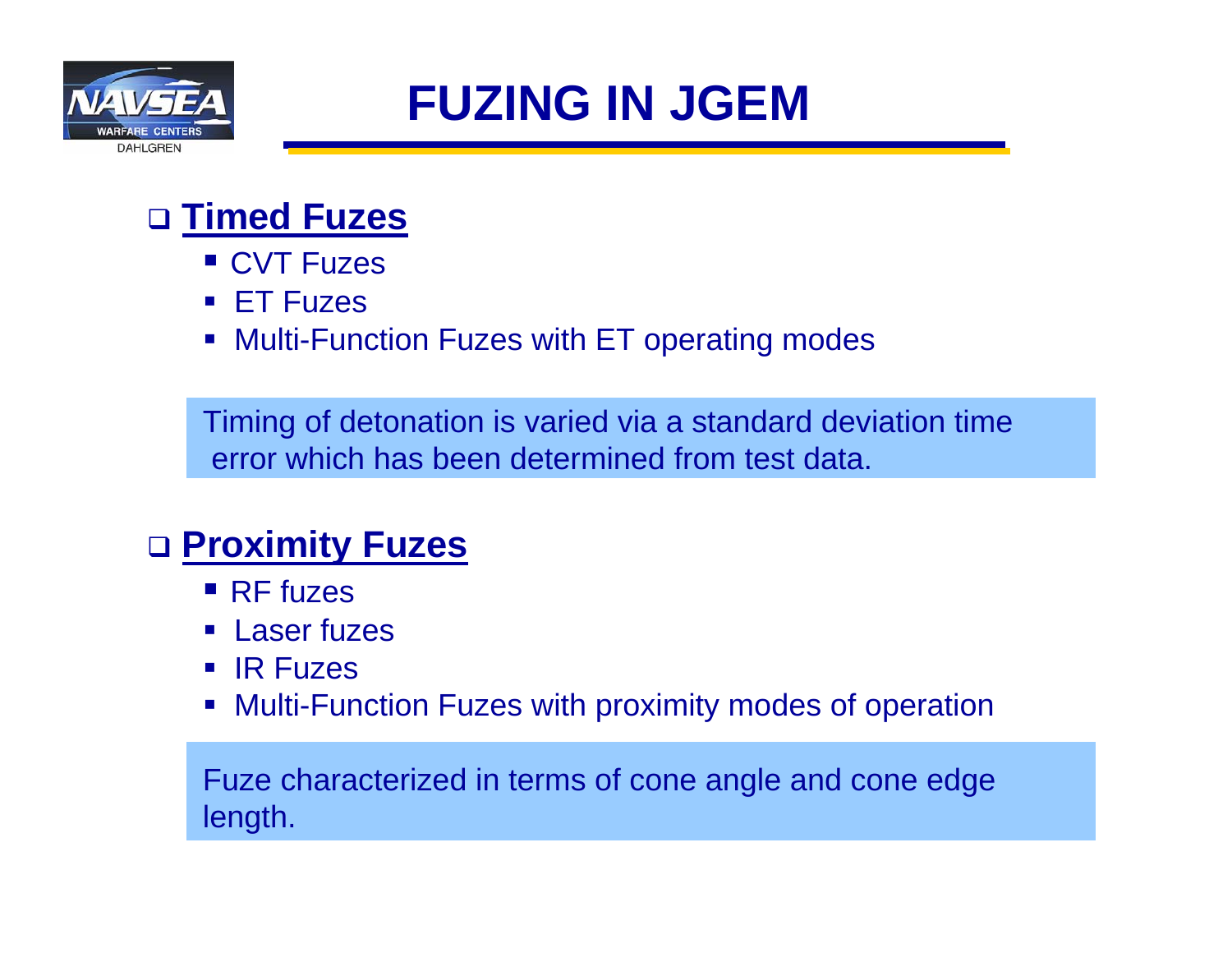# FUZING IN JGEM

- **Timed Fuzes**
  - CVT Fuzes
  - ET Fuzes
  - Multi-Function Fuzes with ET operating modes

Timing of detonation is varied via a standard deviation time error which has been determined from test data.

- **Proximity Fuzes**
  - RF fuzes
  - Laser fuzes
  - IR Fuzes
  - Multi-Function Fuzes with proximity modes of operation

Fuze characterized in terms of cone angle and cone edge length.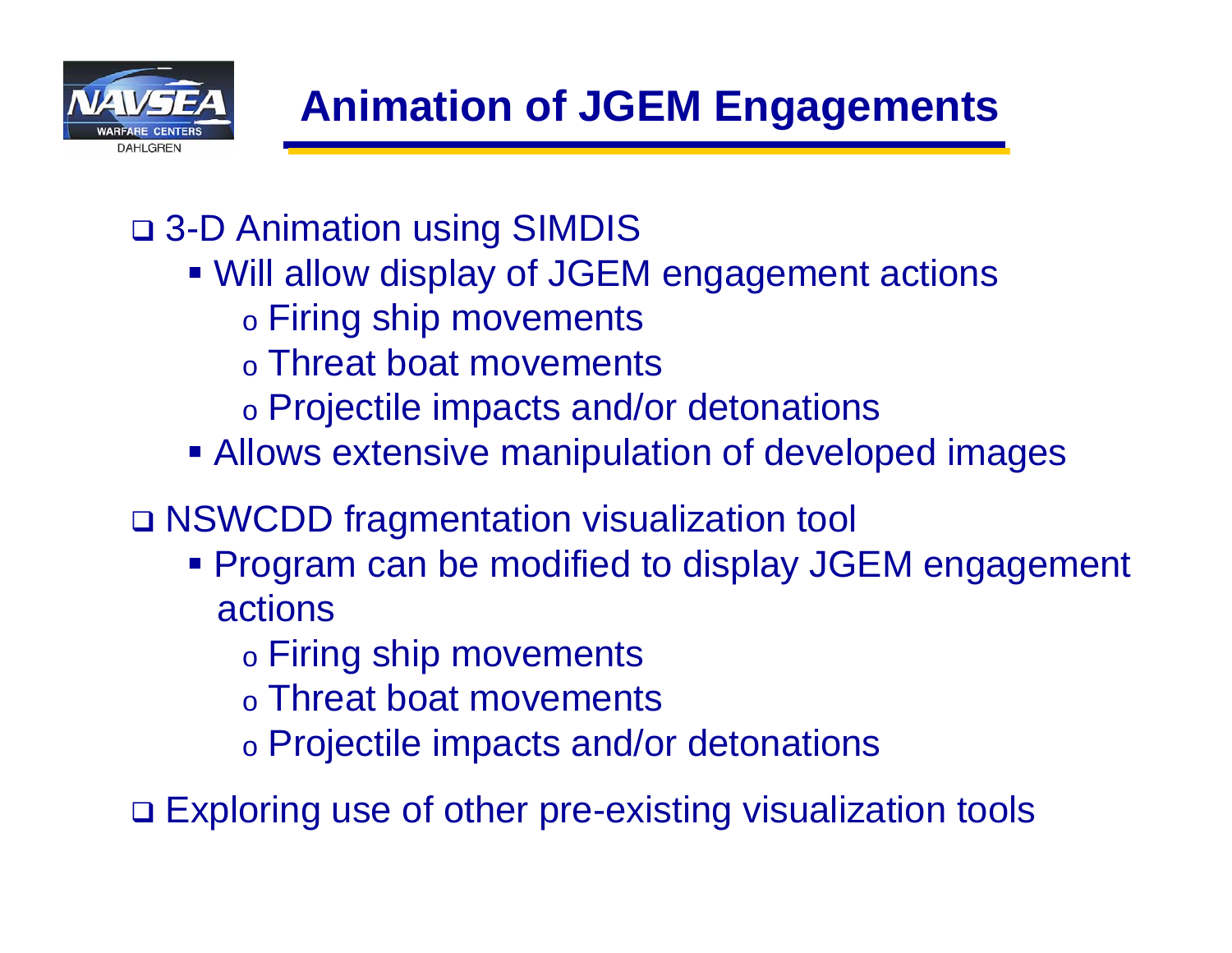# Animation of JGEM Engagements

- 3-D Animation using SIMDIS
  - Will allow display of JGEM engagement actions
    - Firing ship movements
    - Threat boat movements
    - Projectile impacts and/or detonations
  - Allows extensive manipulation of developed images
- NSWCDD fragmentation visualization tool
  - Program can be modified to display JGEM engagement actions
    - Firing ship movements
    - Threat boat movements
    - Projectile impacts and/or detonations
- Exploring use of other pre-existing visualization tools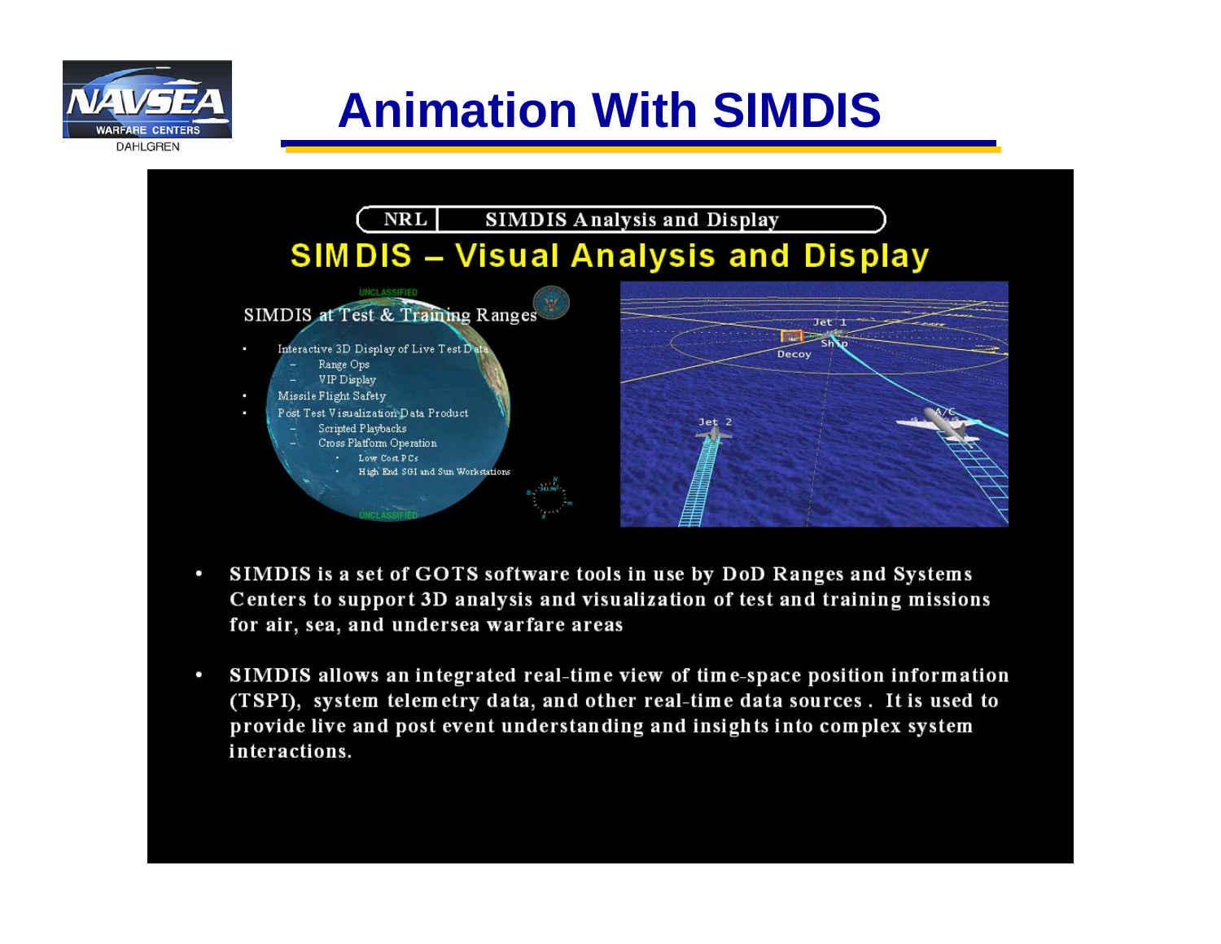# Animation With SIMDIS

NRL | SIMDIS Analysis and Display

## SIMDIS – Visual Analysis and Display

SIMDIS at Test & Training Ranges

- Interactive 3D Display of Live Test Data
  - Range Ops
  - VIP Display
- Missile Flight Safety
- Post Test Visualization Data Product
  - Scripted Playbacks
  - Cross Platform Operation
    - Low Cost PCs
    - High End SGI and Sun Workstations

- SIMDIS is a set of GOTS software tools in use by DoD Ranges and Systems Centers to support 3D analysis and visualization of test and training missions for air, sea, and undersea warfare areas

- SIMDIS allows an integrated real-time view of time-space position information (TSPI), system telemetry data, and other real-time data sources. It is used to provide live and post event understanding and insights into complex system interactions.